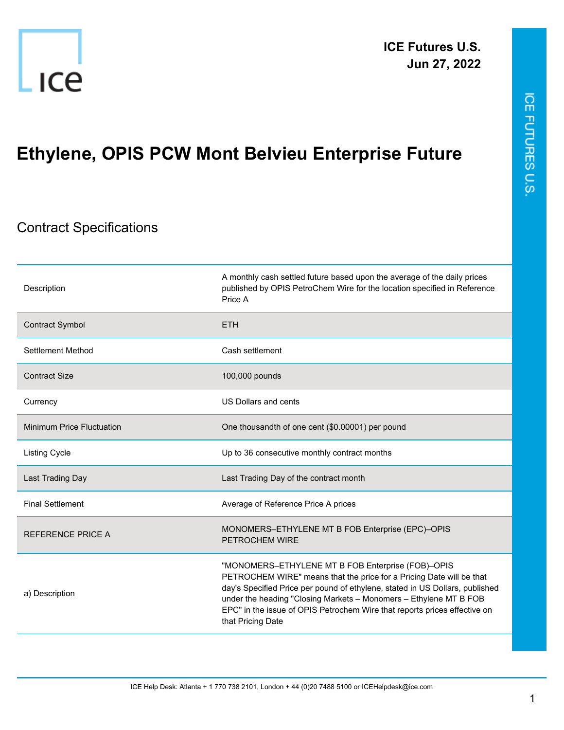ICE Futures U.S.
Jun 27, 2022

# Ethylene, OPIS PCW Mont Belvieu Enterprise Future

## Contract Specifications

| | |
|---|---|
| Description | A monthly cash settled future based upon the average of the daily prices published by OPIS PetroChem Wire for the location specified in Reference Price A |
| Contract Symbol | ETH |
| Settlement Method | Cash settlement |
| Contract Size | 100,000 pounds |
| Currency | US Dollars and cents |
| Minimum Price Fluctuation | One thousandth of one cent ($0.00001) per pound |
| Listing Cycle | Up to 36 consecutive monthly contract months |
| Last Trading Day | Last Trading Day of the contract month |
| Final Settlement | Average of Reference Price A prices |
| REFERENCE PRICE A | MONOMERS–ETHYLENE MT B FOB Enterprise (EPC)–OPIS PETROCHEM WIRE |
| a) Description | "MONOMERS–ETHYLENE MT B FOB Enterprise (FOB)–OPIS PETROCHEM WIRE" means that the price for a Pricing Date will be that day's Specified Price per pound of ethylene, stated in US Dollars, published under the heading "Closing Markets – Monomers – Ethylene MT B FOB EPC" in the issue of OPIS Petrochem Wire that reports prices effective on that Pricing Date |

ICE Help Desk: Atlanta + 1 770 738 2101, London + 44 (0)20 7488 5100 or ICEHelpdesk@ice.com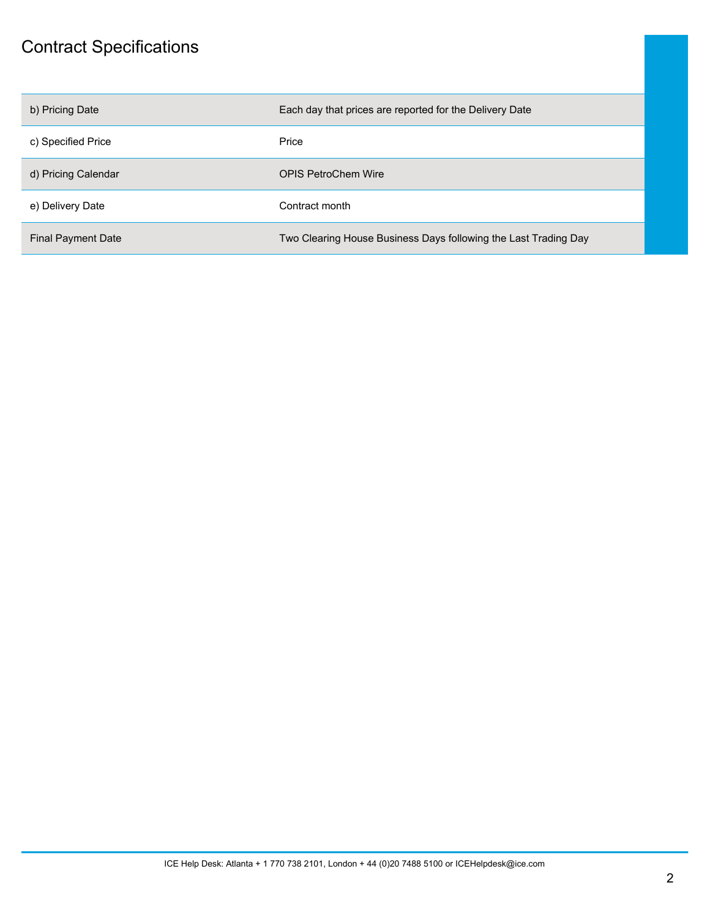# Contract Specifications

| | |
|---|---|
| b) Pricing Date | Each day that prices are reported for the Delivery Date |
| c) Specified Price | Price |
| d) Pricing Calendar | OPIS PetroChem Wire |
| e) Delivery Date | Contract month |
| Final Payment Date | Two Clearing House Business Days following the Last Trading Day |

ICE Help Desk: Atlanta + 1 770 738 2101, London + 44 (0)20 7488 5100 or ICEHelpdesk@ice.com